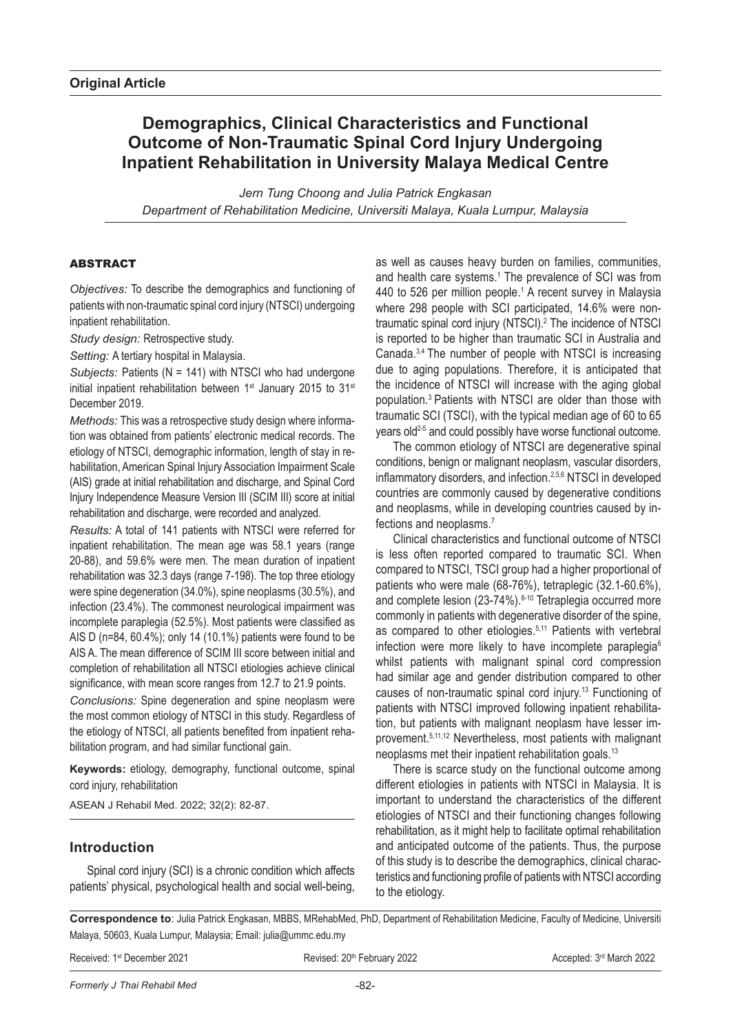**Original Article**

# Demographics, Clinical Characteristics and Functional Outcome of Non-Traumatic Spinal Cord Injury Undergoing Inpatient Rehabilitation in University Malaya Medical Centre

*Jern Tung Choong and Julia Patrick Engkasan*
*Department of Rehabilitation Medicine, Universiti Malaya, Kuala Lumpur, Malaysia*

## ABSTRACT

*Objectives:* To describe the demographics and functioning of patients with non-traumatic spinal cord injury (NTSCI) undergoing inpatient rehabilitation.

*Study design:* Retrospective study.

*Setting:* A tertiary hospital in Malaysia.

*Subjects:* Patients (N = 141) with NTSCI who had undergone initial inpatient rehabilitation between 1st January 2015 to 31st December 2019.

*Methods:* This was a retrospective study design where information was obtained from patients' electronic medical records. The etiology of NTSCI, demographic information, length of stay in rehabilitation, American Spinal Injury Association Impairment Scale (AIS) grade at initial rehabilitation and discharge, and Spinal Cord Injury Independence Measure Version III (SCIM III) score at initial rehabilitation and discharge, were recorded and analyzed.

*Results:* A total of 141 patients with NTSCI were referred for inpatient rehabilitation. The mean age was 58.1 years (range 20-88), and 59.6% were men. The mean duration of inpatient rehabilitation was 32.3 days (range 7-198). The top three etiology were spine degeneration (34.0%), spine neoplasms (30.5%), and infection (23.4%). The commonest neurological impairment was incomplete paraplegia (52.5%). Most patients were classified as AIS D (n=84, 60.4%); only 14 (10.1%) patients were found to be AIS A. The mean difference of SCIM III score between initial and completion of rehabilitation all NTSCI etiologies achieve clinical significance, with mean score ranges from 12.7 to 21.9 points.

*Conclusions:* Spine degeneration and spine neoplasm were the most common etiology of NTSCI in this study. Regardless of the etiology of NTSCI, all patients benefited from inpatient rehabilitation program, and had similar functional gain.

**Keywords:** etiology, demography, functional outcome, spinal cord injury, rehabilitation

ASEAN J Rehabil Med. 2022; 32(2): 82-87.

## Introduction

Spinal cord injury (SCI) is a chronic condition which affects patients' physical, psychological health and social well-being, as well as causes heavy burden on families, communities, and health care systems.[1] The prevalence of SCI was from 440 to 526 per million people.[1] A recent survey in Malaysia where 298 people with SCI participated, 14.6% were non-traumatic spinal cord injury (NTSCI).[2] The incidence of NTSCI is reported to be higher than traumatic SCI in Australia and Canada.[3,4] The number of people with NTSCI is increasing due to aging populations. Therefore, it is anticipated that the incidence of NTSCI will increase with the aging global population.[3] Patients with NTSCI are older than those with traumatic SCI (TSCI), with the typical median age of 60 to 65 years old[2-5] and could possibly have worse functional outcome.

The common etiology of NTSCI are degenerative spinal conditions, benign or malignant neoplasm, vascular disorders, inflammatory disorders, and infection.[2,5,6] NTSCI in developed countries are commonly caused by degenerative conditions and neoplasms, while in developing countries caused by infections and neoplasms.[7]

Clinical characteristics and functional outcome of NTSCI is less often reported compared to traumatic SCI. When compared to NTSCI, TSCI group had a higher proportional of patients who were male (68-76%), tetraplegic (32.1-60.6%), and complete lesion (23-74%).[8-10] Tetraplegia occurred more commonly in patients with degenerative disorder of the spine, as compared to other etiologies.[5,11] Patients with vertebral infection were more likely to have incomplete paraplegia[6] whilst patients with malignant spinal cord compression had similar age and gender distribution compared to other causes of non-traumatic spinal cord injury.[13] Functioning of patients with NTSCI improved following inpatient rehabilitation, but patients with malignant neoplasm have lesser improvement.[5,11,12] Nevertheless, most patients with malignant neoplasms met their inpatient rehabilitation goals.[13]

There is scarce study on the functional outcome among different etiologies in patients with NTSCI in Malaysia. It is important to understand the characteristics of the different etiologies of NTSCI and their functioning changes following rehabilitation, as it might help to facilitate optimal rehabilitation and anticipated outcome of the patients. Thus, the purpose of this study is to describe the demographics, clinical characteristics and functioning profile of patients with NTSCI according to the etiology.

**Correspondence to**: Julia Patrick Engkasan, MBBS, MRehabMed, PhD, Department of Rehabilitation Medicine, Faculty of Medicine, Universiti Malaya, 50603, Kuala Lumpur, Malaysia; Email: julia@ummc.edu.my

Received: 1st December 2021 Revised: 20th February 2022 Accepted: 3rd March 2022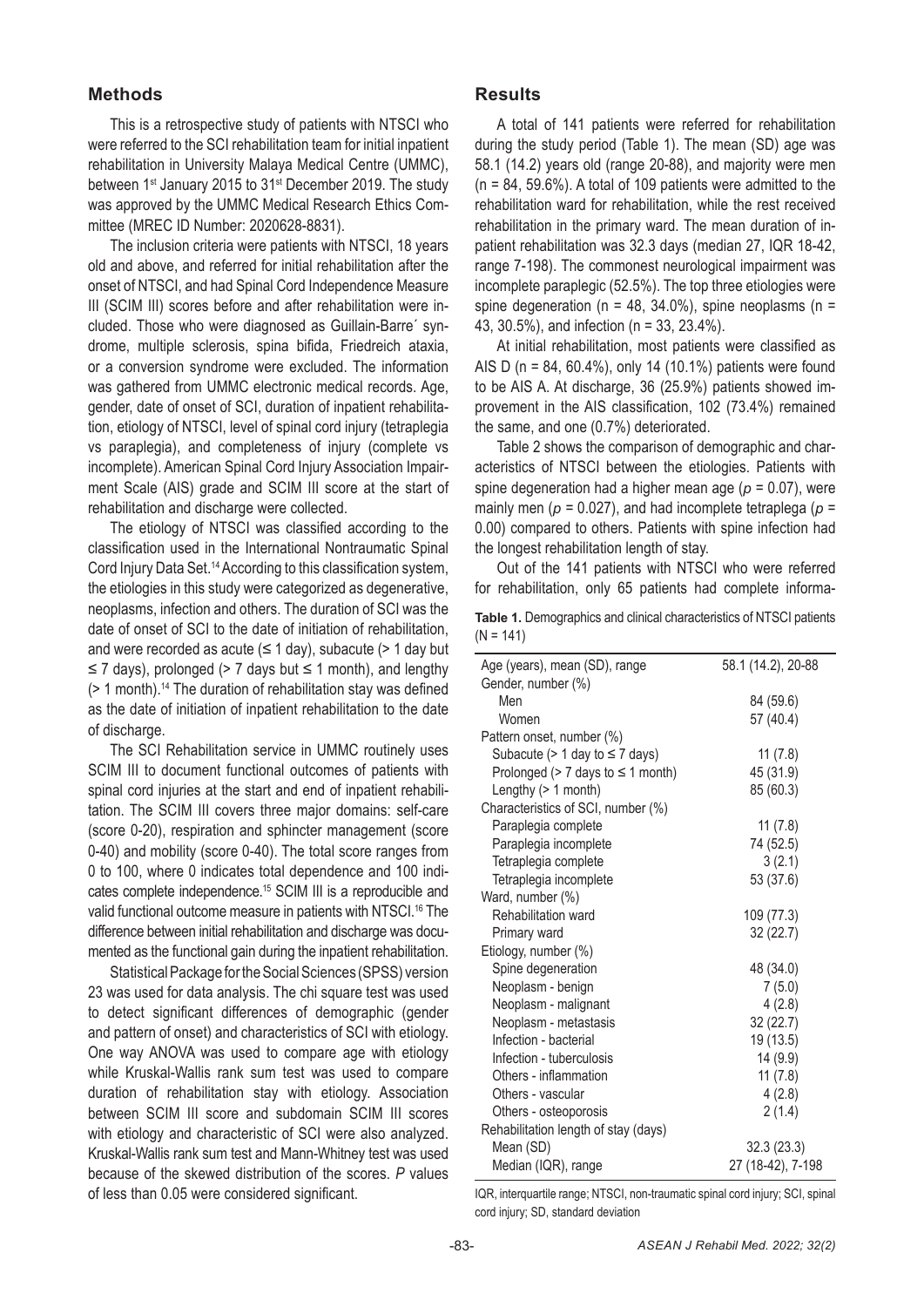## Methods

This is a retrospective study of patients with NTSCI who were referred to the SCI rehabilitation team for initial inpatient rehabilitation in University Malaya Medical Centre (UMMC), between 1st January 2015 to 31st December 2019. The study was approved by the UMMC Medical Research Ethics Committee (MREC ID Number: 2020628-8831).

The inclusion criteria were patients with NTSCI, 18 years old and above, and referred for initial rehabilitation after the onset of NTSCI, and had Spinal Cord Independence Measure III (SCIM III) scores before and after rehabilitation were included. Those who were diagnosed as Guillain-Barre´ syndrome, multiple sclerosis, spina bifida, Friedreich ataxia, or a conversion syndrome were excluded. The information was gathered from UMMC electronic medical records. Age, gender, date of onset of SCI, duration of inpatient rehabilitation, etiology of NTSCI, level of spinal cord injury (tetraplegia vs paraplegia), and completeness of injury (complete vs incomplete). American Spinal Cord Injury Association Impairment Scale (AIS) grade and SCIM III score at the start of rehabilitation and discharge were collected.

The etiology of NTSCI was classified according to the classification used in the International Nontraumatic Spinal Cord Injury Data Set.[14] According to this classification system, the etiologies in this study were categorized as degenerative, neoplasms, infection and others. The duration of SCI was the date of onset of SCI to the date of initiation of rehabilitation, and were recorded as acute (≤ 1 day), subacute (> 1 day but ≤ 7 days), prolonged (> 7 days but ≤ 1 month), and lengthy (> 1 month).[14] The duration of rehabilitation stay was defined as the date of initiation of inpatient rehabilitation to the date of discharge.

The SCI Rehabilitation service in UMMC routinely uses SCIM III to document functional outcomes of patients with spinal cord injuries at the start and end of inpatient rehabilitation. The SCIM III covers three major domains: self-care (score 0-20), respiration and sphincter management (score 0-40) and mobility (score 0-40). The total score ranges from 0 to 100, where 0 indicates total dependence and 100 indicates complete independence.[15] SCIM III is a reproducible and valid functional outcome measure in patients with NTSCI.[16] The difference between initial rehabilitation and discharge was documented as the functional gain during the inpatient rehabilitation.

Statistical Package for the Social Sciences (SPSS) version 23 was used for data analysis. The chi square test was used to detect significant differences of demographic (gender and pattern of onset) and characteristics of SCI with etiology. One way ANOVA was used to compare age with etiology while Kruskal-Wallis rank sum test was used to compare duration of rehabilitation stay with etiology. Association between SCIM III score and subdomain SCIM III scores with etiology and characteristic of SCI were also analyzed. Kruskal-Wallis rank sum test and Mann-Whitney test was used because of the skewed distribution of the scores. *P* values of less than 0.05 were considered significant.

## Results

A total of 141 patients were referred for rehabilitation during the study period (Table 1). The mean (SD) age was 58.1 (14.2) years old (range 20-88), and majority were men (n = 84, 59.6%). A total of 109 patients were admitted to the rehabilitation ward for rehabilitation, while the rest received rehabilitation in the primary ward. The mean duration of inpatient rehabilitation was 32.3 days (median 27, IQR 18-42, range 7-198). The commonest neurological impairment was incomplete paraplegic (52.5%). The top three etiologies were spine degeneration (n = 48, 34.0%), spine neoplasms (n = 43, 30.5%), and infection (n = 33, 23.4%).

At initial rehabilitation, most patients were classified as AIS D (n = 84, 60.4%), only 14 (10.1%) patients were found to be AIS A. At discharge, 36 (25.9%) patients showed improvement in the AIS classification, 102 (73.4%) remained the same, and one (0.7%) deteriorated.

Table 2 shows the comparison of demographic and characteristics of NTSCI between the etiologies. Patients with spine degeneration had a higher mean age ($p$ = 0.07), were mainly men ($p$ = 0.027), and had incomplete tetraplega ($p$ = 0.00) compared to others. Patients with spine infection had the longest rehabilitation length of stay.

Out of the 141 patients with NTSCI who were referred for rehabilitation, only 65 patients had complete informa-

**Table 1.** Demographics and clinical characteristics of NTSCI patients (N = 141)

| | |
|---|---|
| Age (years), mean (SD), range | 58.1 (14.2), 20-88 |
| Gender, number (%) | |
| Men | 84 (59.6) |
| Women | 57 (40.4) |
| Pattern onset, number (%) | |
| Subacute (> 1 day to ≤ 7 days) | 11 (7.8) |
| Prolonged (> 7 days to ≤ 1 month) | 45 (31.9) |
| Lengthy (> 1 month) | 85 (60.3) |
| Characteristics of SCI, number (%) | |
| Paraplegia complete | 11 (7.8) |
| Paraplegia incomplete | 74 (52.5) |
| Tetraplegia complete | 3 (2.1) |
| Tetraplegia incomplete | 53 (37.6) |
| Ward, number (%) | |
| Rehabilitation ward | 109 (77.3) |
| Primary ward | 32 (22.7) |
| Etiology, number (%) | |
| Spine degeneration | 48 (34.0) |
| Neoplasm - benign | 7 (5.0) |
| Neoplasm - malignant | 4 (2.8) |
| Neoplasm - metastasis | 32 (22.7) |
| Infection - bacterial | 19 (13.5) |
| Infection - tuberculosis | 14 (9.9) |
| Others - inflammation | 11 (7.8) |
| Others - vascular | 4 (2.8) |
| Others - osteoporosis | 2 (1.4) |
| Rehabilitation length of stay (days) | |
| Mean (SD) | 32.3 (23.3) |
| Median (IQR), range | 27 (18-42), 7-198 |

IQR, interquartile range; NTSCI, non-traumatic spinal cord injury; SCI, spinal cord injury; SD, standard deviation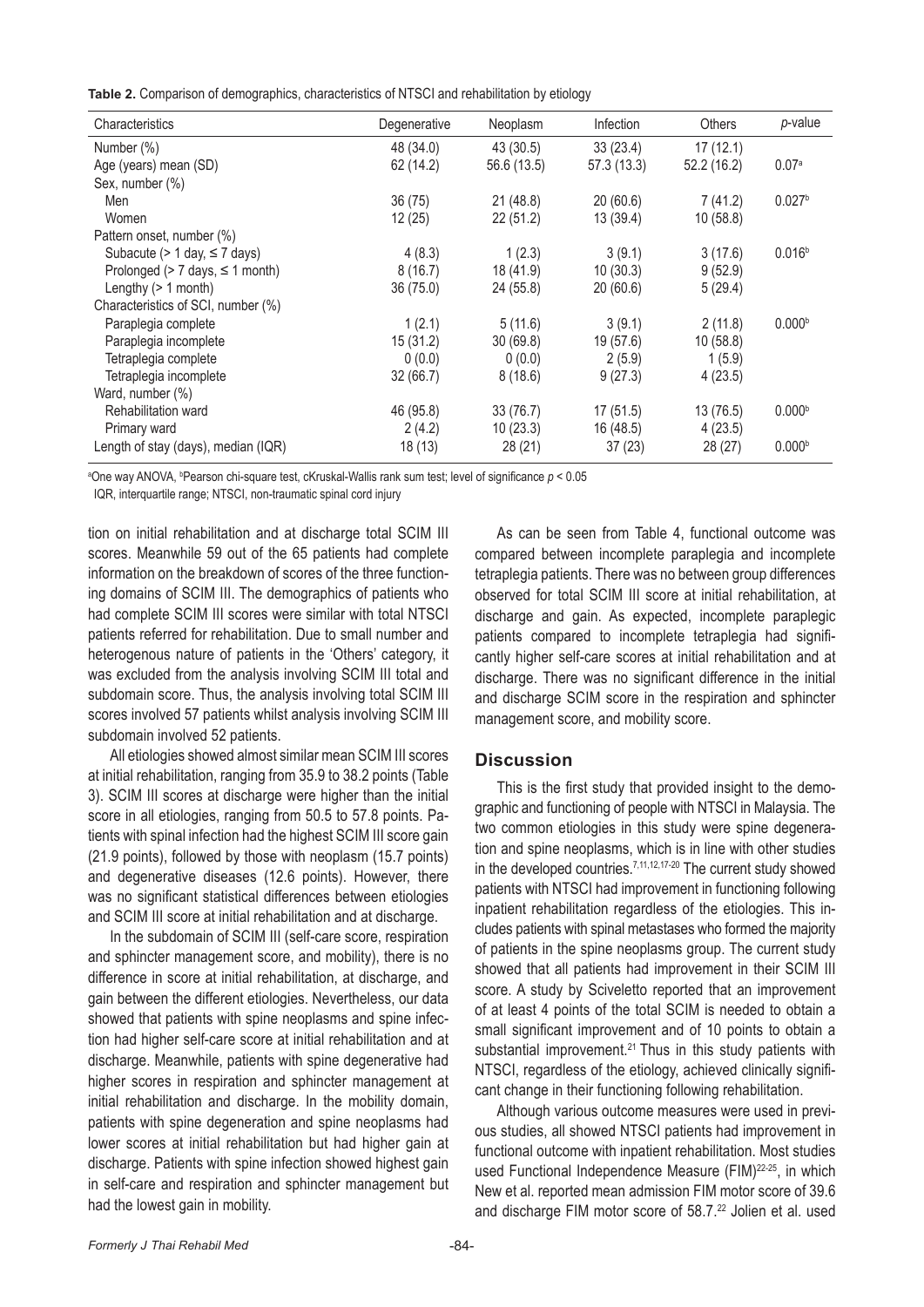**Table 2.** Comparison of demographics, characteristics of NTSCI and rehabilitation by etiology

| Characteristics | Degenerative | Neoplasm | Infection | Others | *p*-value |
|---|---|---|---|---|---|
| Number (%) | 48 (34.0) | 43 (30.5) | 33 (23.4) | 17 (12.1) | |
| Age (years) mean (SD) | 62 (14.2) | 56.6 (13.5) | 57.3 (13.3) | 52.2 (16.2) | 0.07[a] |
| Sex, number (%) | | | | | |
| Men | 36 (75) | 21 (48.8) | 20 (60.6) | 7 (41.2) | 0.027[b] |
| Women | 12 (25) | 22 (51.2) | 13 (39.4) | 10 (58.8) | |
| Pattern onset, number (%) | | | | | |
| Subacute (> 1 day, ≤ 7 days) | 4 (8.3) | 1 (2.3) | 3 (9.1) | 3 (17.6) | 0.016[b] |
| Prolonged (> 7 days, ≤ 1 month) | 8 (16.7) | 18 (41.9) | 10 (30.3) | 9 (52.9) | |
| Lengthy (> 1 month) | 36 (75.0) | 24 (55.8) | 20 (60.6) | 5 (29.4) | |
| Characteristics of SCI, number (%) | | | | | |
| Paraplegia complete | 1 (2.1) | 5 (11.6) | 3 (9.1) | 2 (11.8) | 0.000[b] |
| Paraplegia incomplete | 15 (31.2) | 30 (69.8) | 19 (57.6) | 10 (58.8) | |
| Tetraplegia complete | 0 (0.0) | 0 (0.0) | 2 (5.9) | 1 (5.9) | |
| Tetraplegia incomplete | 32 (66.7) | 8 (18.6) | 9 (27.3) | 4 (23.5) | |
| Ward, number (%) | | | | | |
| Rehabilitation ward | 46 (95.8) | 33 (76.7) | 17 (51.5) | 13 (76.5) | 0.000[b] |
| Primary ward | 2 (4.2) | 10 (23.3) | 16 (48.5) | 4 (23.5) | |
| Length of stay (days), median (IQR) | 18 (13) | 28 (21) | 37 (23) | 28 (27) | 0.000[b] |

[a]One way ANOVA, [b]Pearson chi-square test, cKruskal-Wallis rank sum test; level of significance $p < 0.05$

IQR, interquartile range; NTSCI, non-traumatic spinal cord injury

tion on initial rehabilitation and at discharge total SCIM III scores. Meanwhile 59 out of the 65 patients had complete information on the breakdown of scores of the three functioning domains of SCIM III. The demographics of patients who had complete SCIM III scores were similar with total NTSCI patients referred for rehabilitation. Due to small number and heterogenous nature of patients in the 'Others' category, it was excluded from the analysis involving SCIM III total and subdomain score. Thus, the analysis involving total SCIM III scores involved 57 patients whilst analysis involving SCIM III subdomain involved 52 patients.

All etiologies showed almost similar mean SCIM III scores at initial rehabilitation, ranging from 35.9 to 38.2 points (Table 3). SCIM III scores at discharge were higher than the initial score in all etiologies, ranging from 50.5 to 57.8 points. Patients with spinal infection had the highest SCIM III score gain (21.9 points), followed by those with neoplasm (15.7 points) and degenerative diseases (12.6 points). However, there was no significant statistical differences between etiologies and SCIM III score at initial rehabilitation and at discharge.

In the subdomain of SCIM III (self-care score, respiration and sphincter management score, and mobility), there is no difference in score at initial rehabilitation, at discharge, and gain between the different etiologies. Nevertheless, our data showed that patients with spine neoplasms and spine infection had higher self-care score at initial rehabilitation and at discharge. Meanwhile, patients with spine degenerative had higher scores in respiration and sphincter management at initial rehabilitation and discharge. In the mobility domain, patients with spine degeneration and spine neoplasms had lower scores at initial rehabilitation but had higher gain at discharge. Patients with spine infection showed highest gain in self-care and respiration and sphincter management but had the lowest gain in mobility.

As can be seen from Table 4, functional outcome was compared between incomplete paraplegia and incomplete tetraplegia patients. There was no between group differences observed for total SCIM III score at initial rehabilitation, at discharge and gain. As expected, incomplete paraplegic patients compared to incomplete tetraplegia had significantly higher self-care scores at initial rehabilitation and at discharge. There was no significant difference in the initial and discharge SCIM score in the respiration and sphincter management score, and mobility score.

## Discussion

This is the first study that provided insight to the demographic and functioning of people with NTSCI in Malaysia. The two common etiologies in this study were spine degeneration and spine neoplasms, which is in line with other studies in the developed countries.[7,11,12,17-20] The current study showed patients with NTSCI had improvement in functioning following inpatient rehabilitation regardless of the etiologies. This includes patients with spinal metastases who formed the majority of patients in the spine neoplasms group. The current study showed that all patients had improvement in their SCIM III score. A study by Sciveletto reported that an improvement of at least 4 points of the total SCIM is needed to obtain a small significant improvement and of 10 points to obtain a substantial improvement.[21] Thus in this study patients with NTSCI, regardless of the etiology, achieved clinically significant change in their functioning following rehabilitation.

Although various outcome measures were used in previous studies, all showed NTSCI patients had improvement in functional outcome with inpatient rehabilitation. Most studies used Functional Independence Measure (FIM)[22-25], in which New et al. reported mean admission FIM motor score of 39.6 and discharge FIM motor score of 58.7.[22] Jolien et al. used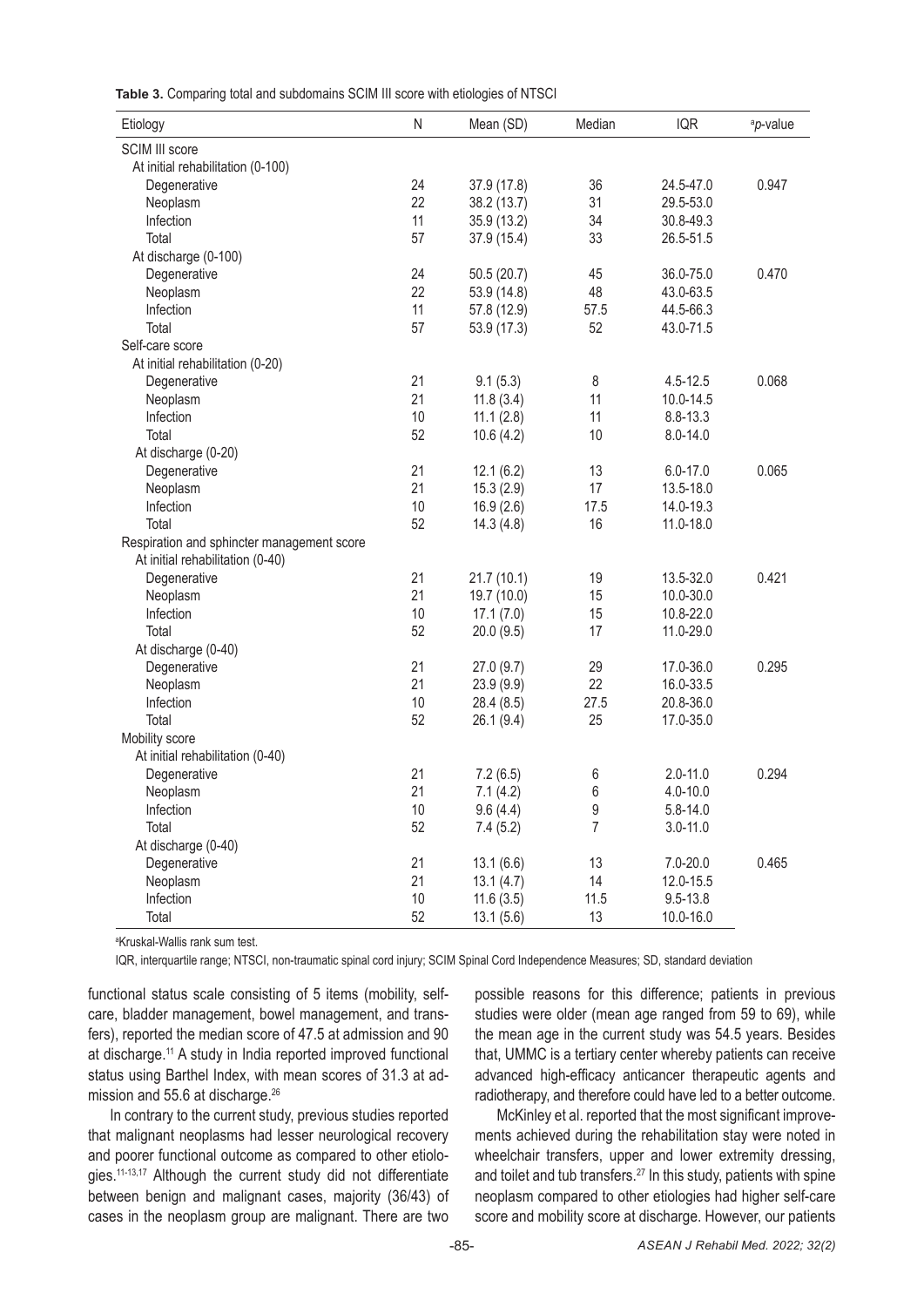**Table 3.** Comparing total and subdomains SCIM III score with etiologies of NTSCI

| Etiology | N | Mean (SD) | Median | IQR | [a]*p*-value |
|---|---|---|---|---|---|
| SCIM III score | | | | | |
| At initial rehabilitation (0-100) | | | | | |
| Degenerative | 24 | 37.9 (17.8) | 36 | 24.5-47.0 | 0.947 |
| Neoplasm | 22 | 38.2 (13.7) | 31 | 29.5-53.0 | |
| Infection | 11 | 35.9 (13.2) | 34 | 30.8-49.3 | |
| Total | 57 | 37.9 (15.4) | 33 | 26.5-51.5 | |
| At discharge (0-100) | | | | | |
| Degenerative | 24 | 50.5 (20.7) | 45 | 36.0-75.0 | 0.470 |
| Neoplasm | 22 | 53.9 (14.8) | 48 | 43.0-63.5 | |
| Infection | 11 | 57.8 (12.9) | 57.5 | 44.5-66.3 | |
| Total | 57 | 53.9 (17.3) | 52 | 43.0-71.5 | |
| Self-care score | | | | | |
| At initial rehabilitation (0-20) | | | | | |
| Degenerative | 21 | 9.1 (5.3) | 8 | 4.5-12.5 | 0.068 |
| Neoplasm | 21 | 11.8 (3.4) | 11 | 10.0-14.5 | |
| Infection | 10 | 11.1 (2.8) | 11 | 8.8-13.3 | |
| Total | 52 | 10.6 (4.2) | 10 | 8.0-14.0 | |
| At discharge (0-20) | | | | | |
| Degenerative | 21 | 12.1 (6.2) | 13 | 6.0-17.0 | 0.065 |
| Neoplasm | 21 | 15.3 (2.9) | 17 | 13.5-18.0 | |
| Infection | 10 | 16.9 (2.6) | 17.5 | 14.0-19.3 | |
| Total | 52 | 14.3 (4.8) | 16 | 11.0-18.0 | |
| Respiration and sphincter management score | | | | | |
| At initial rehabilitation (0-40) | | | | | |
| Degenerative | 21 | 21.7 (10.1) | 19 | 13.5-32.0 | 0.421 |
| Neoplasm | 21 | 19.7 (10.0) | 15 | 10.0-30.0 | |
| Infection | 10 | 17.1 (7.0) | 15 | 10.8-22.0 | |
| Total | 52 | 20.0 (9.5) | 17 | 11.0-29.0 | |
| At discharge (0-40) | | | | | |
| Degenerative | 21 | 27.0 (9.7) | 29 | 17.0-36.0 | 0.295 |
| Neoplasm | 21 | 23.9 (9.9) | 22 | 16.0-33.5 | |
| Infection | 10 | 28.4 (8.5) | 27.5 | 20.8-36.0 | |
| Total | 52 | 26.1 (9.4) | 25 | 17.0-35.0 | |
| Mobility score | | | | | |
| At initial rehabilitation (0-40) | | | | | |
| Degenerative | 21 | 7.2 (6.5) | 6 | 2.0-11.0 | 0.294 |
| Neoplasm | 21 | 7.1 (4.2) | 6 | 4.0-10.0 | |
| Infection | 10 | 9.6 (4.4) | 9 | 5.8-14.0 | |
| Total | 52 | 7.4 (5.2) | 7 | 3.0-11.0 | |
| At discharge (0-40) | | | | | |
| Degenerative | 21 | 13.1 (6.6) | 13 | 7.0-20.0 | 0.465 |
| Neoplasm | 21 | 13.1 (4.7) | 14 | 12.0-15.5 | |
| Infection | 10 | 11.6 (3.5) | 11.5 | 9.5-13.8 | |
| Total | 52 | 13.1 (5.6) | 13 | 10.0-16.0 | |

[a]Kruskal-Wallis rank sum test.

IQR, interquartile range; NTSCI, non-traumatic spinal cord injury; SCIM Spinal Cord Independence Measures; SD, standard deviation

functional status scale consisting of 5 items (mobility, self-care, bladder management, bowel management, and transfers), reported the median score of 47.5 at admission and 90 at discharge.[11] A study in India reported improved functional status using Barthel Index, with mean scores of 31.3 at admission and 55.6 at discharge.[26]

In contrary to the current study, previous studies reported that malignant neoplasms had lesser neurological recovery and poorer functional outcome as compared to other etiologies.[11-13,17] Although the current study did not differentiate between benign and malignant cases, majority (36/43) of cases in the neoplasm group are malignant. There are two possible reasons for this difference; patients in previous studies were older (mean age ranged from 59 to 69), while the mean age in the current study was 54.5 years. Besides that, UMMC is a tertiary center whereby patients can receive advanced high-efficacy anticancer therapeutic agents and radiotherapy, and therefore could have led to a better outcome.

McKinley et al. reported that the most significant improvements achieved during the rehabilitation stay were noted in wheelchair transfers, upper and lower extremity dressing, and toilet and tub transfers.[27] In this study, patients with spine neoplasm compared to other etiologies had higher self-care score and mobility score at discharge. However, our patients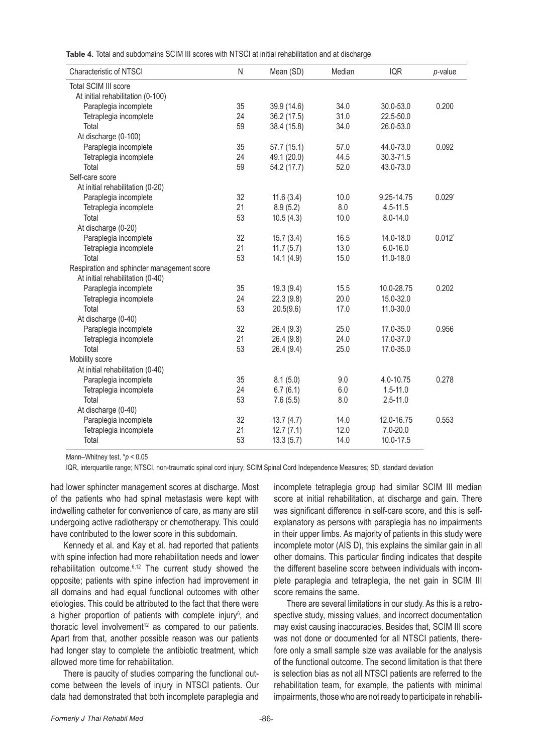**Table 4.** Total and subdomains SCIM III scores with NTSCI at initial rehabilitation and at discharge

| Characteristic of NTSCI | N | Mean (SD) | Median | IQR | *p*-value |
|---|---|---|---|---|---|
| Total SCIM III score | | | | | |
| At initial rehabilitation (0-100) | | | | | |
| Paraplegia incomplete | 35 | 39.9 (14.6) | 34.0 | 30.0-53.0 | 0.200 |
| Tetraplegia incomplete | 24 | 36.2 (17.5) | 31.0 | 22.5-50.0 | |
| Total | 59 | 38.4 (15.8) | 34.0 | 26.0-53.0 | |
| At discharge (0-100) | | | | | |
| Paraplegia incomplete | 35 | 57.7 (15.1) | 57.0 | 44.0-73.0 | 0.092 |
| Tetraplegia incomplete | 24 | 49.1 (20.0) | 44.5 | 30.3-71.5 | |
| Total | 59 | 54.2 (17.7) | 52.0 | 43.0-73.0 | |
| Self-care score | | | | | |
| At initial rehabilitation (0-20) | | | | | |
| Paraplegia incomplete | 32 | 11.6 (3.4) | 10.0 | 9.25-14.75 | 0.029* |
| Tetraplegia incomplete | 21 | 8.9 (5.2) | 8.0 | 4.5-11.5 | |
| Total | 53 | 10.5 (4.3) | 10.0 | 8.0-14.0 | |
| At discharge (0-20) | | | | | |
| Paraplegia incomplete | 32 | 15.7 (3.4) | 16.5 | 14.0-18.0 | 0.012* |
| Tetraplegia incomplete | 21 | 11.7 (5.7) | 13.0 | 6.0-16.0 | |
| Total | 53 | 14.1 (4.9) | 15.0 | 11.0-18.0 | |
| Respiration and sphincter management score | | | | | |
| At initial rehabilitation (0-40) | | | | | |
| Paraplegia incomplete | 35 | 19.3 (9.4) | 15.5 | 10.0-28.75 | 0.202 |
| Tetraplegia incomplete | 24 | 22.3 (9.8) | 20.0 | 15.0-32.0 | |
| Total | 53 | 20.5(9.6) | 17.0 | 11.0-30.0 | |
| At discharge (0-40) | | | | | |
| Paraplegia incomplete | 32 | 26.4 (9.3) | 25.0 | 17.0-35.0 | 0.956 |
| Tetraplegia incomplete | 21 | 26.4 (9.8) | 24.0 | 17.0-37.0 | |
| Total | 53 | 26.4 (9.4) | 25.0 | 17.0-35.0 | |
| Mobility score | | | | | |
| At initial rehabilitation (0-40) | | | | | |
| Paraplegia incomplete | 35 | 8.1 (5.0) | 9.0 | 4.0-10.75 | 0.278 |
| Tetraplegia incomplete | 24 | 6.7 (6.1) | 6.0 | 1.5-11.0 | |
| Total | 53 | 7.6 (5.5) | 8.0 | 2.5-11.0 | |
| At discharge (0-40) | | | | | |
| Paraplegia incomplete | 32 | 13.7 (4.7) | 14.0 | 12.0-16.75 | 0.553 |
| Tetraplegia incomplete | 21 | 12.7 (7.1) | 12.0 | 7.0-20.0 | |
| Total | 53 | 13.3 (5.7) | 14.0 | 10.0-17.5 | |

Mann–Whitney test, *$p < 0.05$

IQR, interquartile range; NTSCI, non-traumatic spinal cord injury; SCIM Spinal Cord Independence Measures; SD, standard deviation

had lower sphincter management scores at discharge. Most of the patients who had spinal metastasis were kept with indwelling catheter for convenience of care, as many are still undergoing active radiotherapy or chemotherapy. This could have contributed to the lower score in this subdomain.

Kennedy et al. and Kay et al. had reported that patients with spine infection had more rehabilitation needs and lower rehabilitation outcome.[6,12] The current study showed the opposite; patients with spine infection had improvement in all domains and had equal functional outcomes with other etiologies. This could be attributed to the fact that there were a higher proportion of patients with complete injury[6], and thoracic level involvement[12] as compared to our patients. Apart from that, another possible reason was our patients had longer stay to complete the antibiotic treatment, which allowed more time for rehabilitation.

There is paucity of studies comparing the functional outcome between the levels of injury in NTSCI patients. Our data had demonstrated that both incomplete paraplegia and incomplete tetraplegia group had similar SCIM III median score at initial rehabilitation, at discharge and gain. There was significant difference in self-care score, and this is self-explanatory as persons with paraplegia has no impairments in their upper limbs. As majority of patients in this study were incomplete motor (AIS D), this explains the similar gain in all other domains. This particular finding indicates that despite the different baseline score between individuals with incomplete paraplegia and tetraplegia, the net gain in SCIM III score remains the same.

There are several limitations in our study. As this is a retrospective study, missing values, and incorrect documentation may exist causing inaccuracies. Besides that, SCIM III score was not done or documented for all NTSCI patients, therefore only a small sample size was available for the analysis of the functional outcome. The second limitation is that there is selection bias as not all NTSCI patients are referred to the rehabilitation team, for example, the patients with minimal impairments, those who are not ready to participate in rehabili-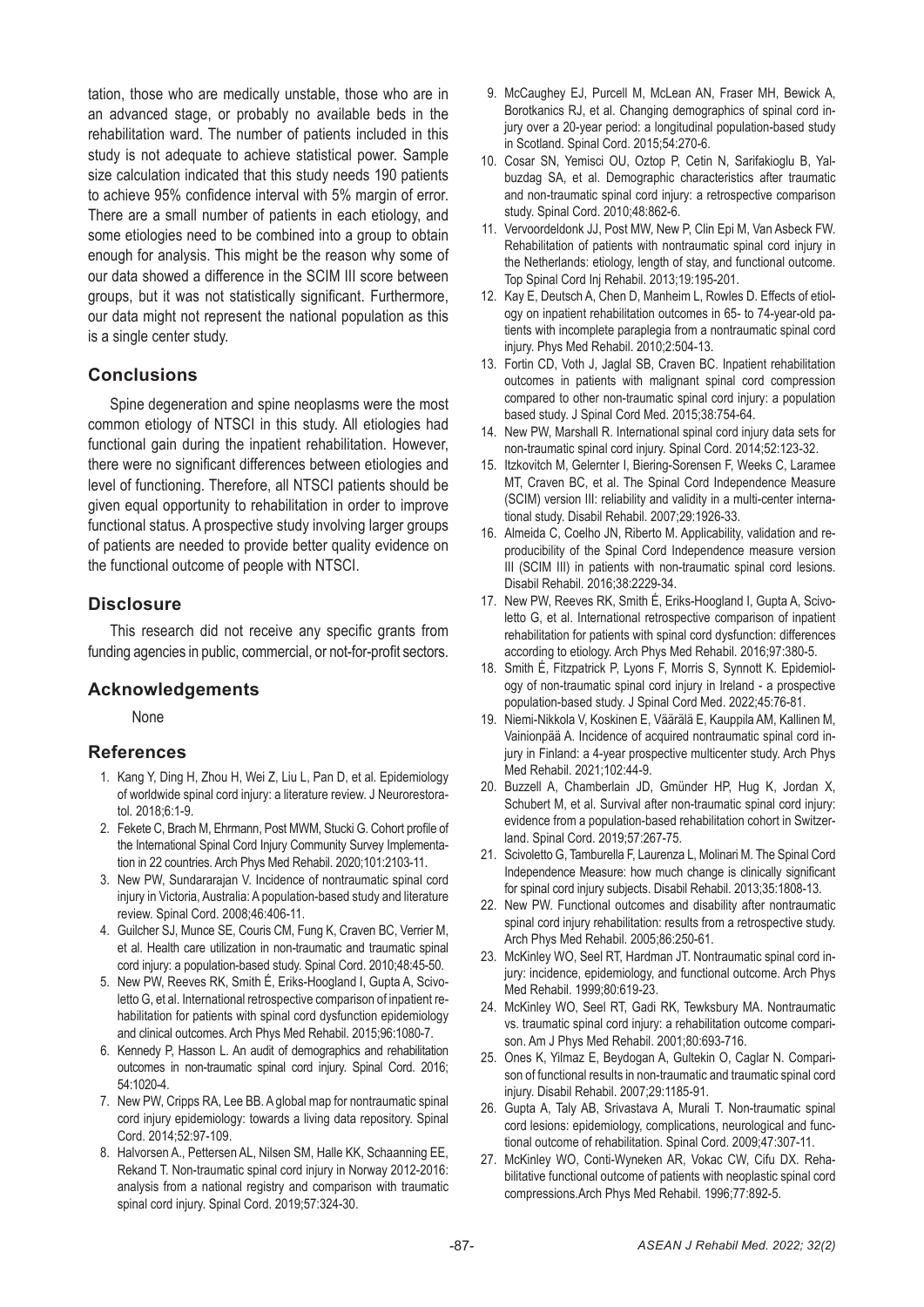tation, those who are medically unstable, those who are in an advanced stage, or probably no available beds in the rehabilitation ward. The number of patients included in this study is not adequate to achieve statistical power. Sample size calculation indicated that this study needs 190 patients to achieve 95% confidence interval with 5% margin of error. There are a small number of patients in each etiology, and some etiologies need to be combined into a group to obtain enough for analysis. This might be the reason why some of our data showed a difference in the SCIM III score between groups, but it was not statistically significant. Furthermore, our data might not represent the national population as this is a single center study.

## Conclusions

Spine degeneration and spine neoplasms were the most common etiology of NTSCI in this study. All etiologies had functional gain during the inpatient rehabilitation. However, there were no significant differences between etiologies and level of functioning. Therefore, all NTSCI patients should be given equal opportunity to rehabilitation in order to improve functional status. A prospective study involving larger groups of patients are needed to provide better quality evidence on the functional outcome of people with NTSCI.

## Disclosure

This research did not receive any specific grants from funding agencies in public, commercial, or not-for-profit sectors.

## Acknowledgements

None

## References

1. Kang Y, Ding H, Zhou H, Wei Z, Liu L, Pan D, et al. Epidemiology of worldwide spinal cord injury: a literature review. J Neurorestoratol. 2018;6:1-9.
2. Fekete C, Brach M, Ehrmann, Post MWM, Stucki G. Cohort profile of the International Spinal Cord Injury Community Survey Implementation in 22 countries. Arch Phys Med Rehabil. 2020;101:2103-11.
3. New PW, Sundararajan V. Incidence of nontraumatic spinal cord injury in Victoria, Australia: A population-based study and literature review. Spinal Cord. 2008;46:406-11.
4. Guilcher SJ, Munce SE, Couris CM, Fung K, Craven BC, Verrier M, et al. Health care utilization in non-traumatic and traumatic spinal cord injury: a population-based study. Spinal Cord. 2010;48:45-50.
5. New PW, Reeves RK, Smith É, Eriks-Hoogland I, Gupta A, Scivoletto G, et al. International retrospective comparison of inpatient rehabilitation for patients with spinal cord dysfunction epidemiology and clinical outcomes. Arch Phys Med Rehabil. 2015;96:1080-7.
6. Kennedy P, Hasson L. An audit of demographics and rehabilitation outcomes in non-traumatic spinal cord injury. Spinal Cord. 2016; 54:1020-4.
7. New PW, Cripps RA, Lee BB. A global map for nontraumatic spinal cord injury epidemiology: towards a living data repository. Spinal Cord. 2014;52:97-109.
8. Halvorsen A., Pettersen AL, Nilsen SM, Halle KK, Schaanning EE, Rekand T. Non-traumatic spinal cord injury in Norway 2012-2016: analysis from a national registry and comparison with traumatic spinal cord injury. Spinal Cord. 2019;57:324-30.
9. McCaughey EJ, Purcell M, McLean AN, Fraser MH, Bewick A, Borotkanics RJ, et al. Changing demographics of spinal cord injury over a 20-year period: a longitudinal population-based study in Scotland. Spinal Cord. 2015;54:270-6.
10. Cosar SN, Yemisci OU, Oztop P, Cetin N, Sarifakioglu B, Yalbuzdag SA, et al. Demographic characteristics after traumatic and non-traumatic spinal cord injury: a retrospective comparison study. Spinal Cord. 2010;48:862-6.
11. Vervoordeldonk JJ, Post MW, New P, Clin Epi M, Van Asbeck FW. Rehabilitation of patients with nontraumatic spinal cord injury in the Netherlands: etiology, length of stay, and functional outcome. Top Spinal Cord Inj Rehabil. 2013;19:195-201.
12. Kay E, Deutsch A, Chen D, Manheim L, Rowles D. Effects of etiology on inpatient rehabilitation outcomes in 65- to 74-year-old patients with incomplete paraplegia from a nontraumatic spinal cord injury. Phys Med Rehabil. 2010;2:504-13.
13. Fortin CD, Voth J, Jaglal SB, Craven BC. Inpatient rehabilitation outcomes in patients with malignant spinal cord compression compared to other non-traumatic spinal cord injury: a population based study. J Spinal Cord Med. 2015;38:754-64.
14. New PW, Marshall R. International spinal cord injury data sets for non-traumatic spinal cord injury. Spinal Cord. 2014;52:123-32.
15. Itzkovitch M, Gelernter I, Biering-Sorensen F, Weeks C, Laramee MT, Craven BC, et al. The Spinal Cord Independence Measure (SCIM) version III: reliability and validity in a multi-center international study. Disabil Rehabil. 2007;29:1926-33.
16. Almeida C, Coelho JN, Riberto M. Applicability, validation and reproducibility of the Spinal Cord Independence measure version III (SCIM III) in patients with non-traumatic spinal cord lesions. Disabil Rehabil. 2016;38:2229-34.
17. New PW, Reeves RK, Smith É, Eriks-Hoogland I, Gupta A, Scivoletto G, et al. International retrospective comparison of inpatient rehabilitation for patients with spinal cord dysfunction: differences according to etiology. Arch Phys Med Rehabil. 2016;97:380-5.
18. Smith É, Fitzpatrick P, Lyons F, Morris S, Synnott K. Epidemiology of non-traumatic spinal cord injury in Ireland - a prospective population-based study. J Spinal Cord Med. 2022;45:76-81.
19. Niemi-Nikkola V, Koskinen E, Väärälä E, Kauppila AM, Kallinen M, Vainionpää A. Incidence of acquired nontraumatic spinal cord injury in Finland: a 4-year prospective multicenter study. Arch Phys Med Rehabil. 2021;102:44-9.
20. Buzzell A, Chamberlain JD, Gmünder HP, Hug K, Jordan X, Schubert M, et al. Survival after non-traumatic spinal cord injury: evidence from a population-based rehabilitation cohort in Switzerland. Spinal Cord. 2019;57:267-75.
21. Scivoletto G, Tamburella F, Laurenza L, Molinari M. The Spinal Cord Independence Measure: how much change is clinically significant for spinal cord injury subjects. Disabil Rehabil. 2013;35:1808-13.
22. New PW. Functional outcomes and disability after nontraumatic spinal cord injury rehabilitation: results from a retrospective study. Arch Phys Med Rehabil. 2005;86:250-61.
23. McKinley WO, Seel RT, Hardman JT. Nontraumatic spinal cord injury: incidence, epidemiology, and functional outcome. Arch Phys Med Rehabil. 1999;80:619-23.
24. McKinley WO, Seel RT, Gadi RK, Tewksbury MA. Nontraumatic vs. traumatic spinal cord injury: a rehabilitation outcome comparison. Am J Phys Med Rehabil. 2001;80:693-716.
25. Ones K, Yilmaz E, Beydogan A, Gultekin O, Caglar N. Comparison of functional results in non-traumatic and traumatic spinal cord injury. Disabil Rehabil. 2007;29:1185-91.
26. Gupta A, Taly AB, Srivastava A, Murali T. Non-traumatic spinal cord lesions: epidemiology, complications, neurological and functional outcome of rehabilitation. Spinal Cord. 2009;47:307-11.
27. McKinley WO, Conti-Wyneken AR, Vokac CW, Cifu DX. Rehabilitative functional outcome of patients with neoplastic spinal cord compressions.Arch Phys Med Rehabil. 1996;77:892-5.